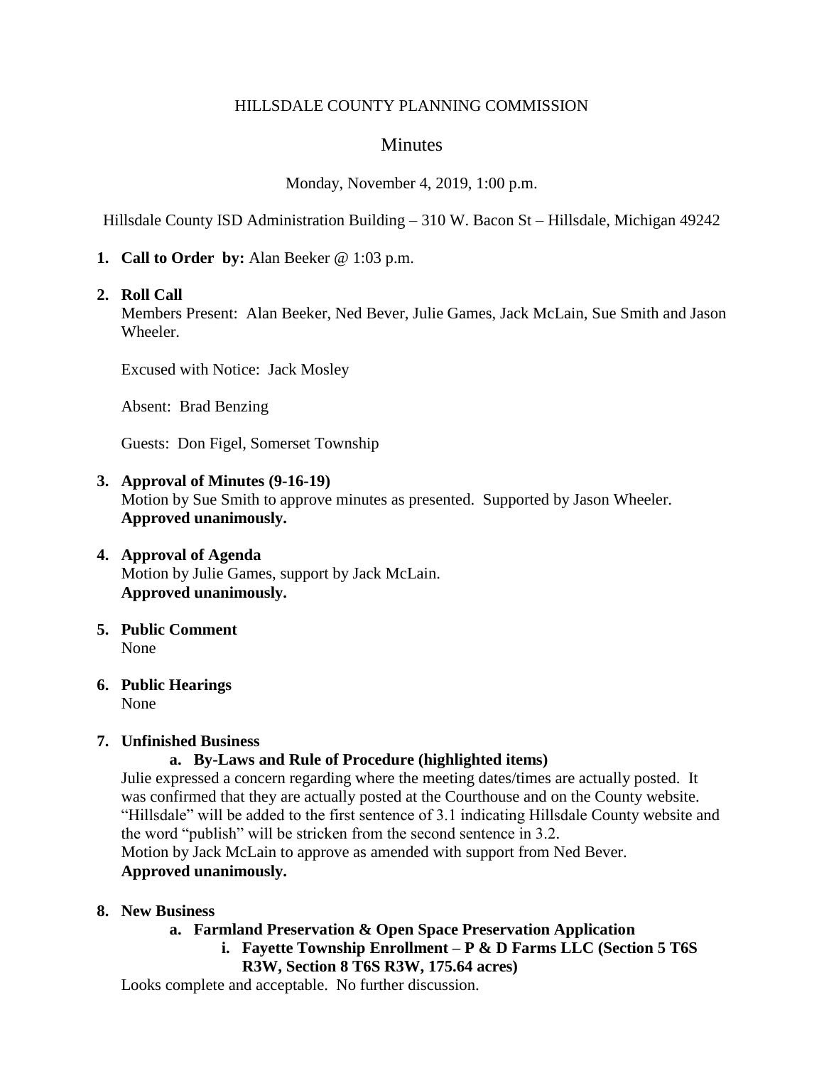# HILLSDALE COUNTY PLANNING COMMISSION

## Minutes

Monday, November 4, 2019, 1:00 p.m.

Hillsdale County ISD Administration Building – 310 W. Bacon St – Hillsdale, Michigan 49242

1. **Call to Order by:** Alan Beeker @ 1:03 p.m.

2. **Roll Call**
   Members Present: Alan Beeker, Ned Bever, Julie Games, Jack McLain, Sue Smith and Jason Wheeler.

   Excused with Notice: Jack Mosley

   Absent: Brad Benzing

   Guests: Don Figel, Somerset Township

3. **Approval of Minutes (9-16-19)**
   Motion by Sue Smith to approve minutes as presented. Supported by Jason Wheeler.
   **Approved unanimously.**

4. **Approval of Agenda**
   Motion by Julie Games, support by Jack McLain.
   **Approved unanimously.**

5. **Public Comment**
   None

6. **Public Hearings**
   None

7. **Unfinished Business**
   a. **By-Laws and Rule of Procedure (highlighted items)**

   Julie expressed a concern regarding where the meeting dates/times are actually posted. It was confirmed that they are actually posted at the Courthouse and on the County website. "Hillsdale" will be added to the first sentence of 3.1 indicating Hillsdale County website and the word "publish" will be stricken from the second sentence in 3.2.
   Motion by Jack McLain to approve as amended with support from Ned Bever.
   **Approved unanimously.**

8. **New Business**
   a. **Farmland Preservation & Open Space Preservation Application**
      i. **Fayette Township Enrollment – P & D Farms LLC (Section 5 T6S R3W, Section 8 T6S R3W, 175.64 acres)**

   Looks complete and acceptable. No further discussion.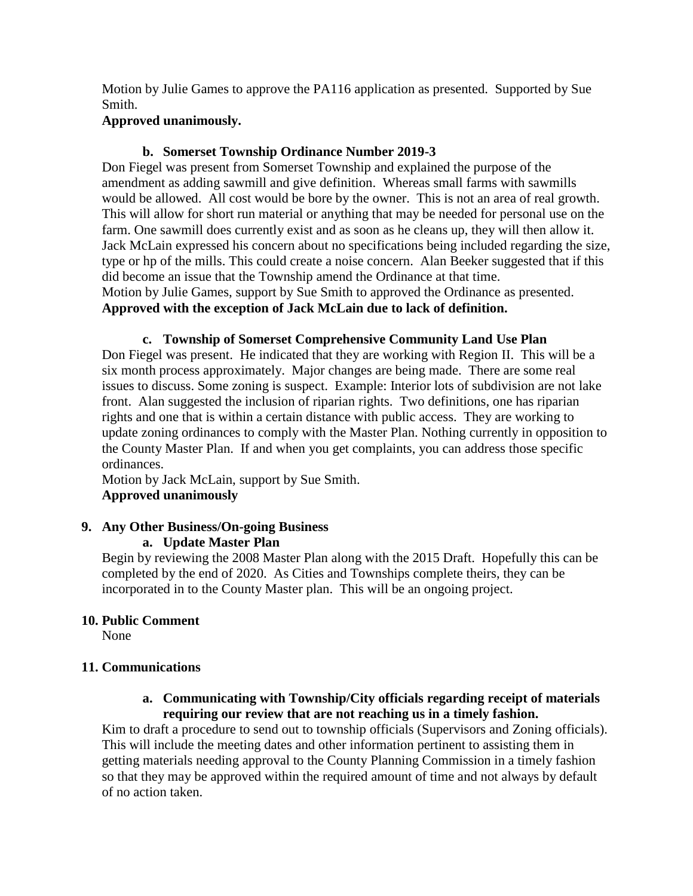Motion by Julie Games to approve the PA116 application as presented. Supported by Sue Smith.

**Approved unanimously.**

**b. Somerset Township Ordinance Number 2019-3**

Don Fiegel was present from Somerset Township and explained the purpose of the amendment as adding sawmill and give definition. Whereas small farms with sawmills would be allowed. All cost would be bore by the owner. This is not an area of real growth. This will allow for short run material or anything that may be needed for personal use on the farm. One sawmill does currently exist and as soon as he cleans up, they will then allow it. Jack McLain expressed his concern about no specifications being included regarding the size, type or hp of the mills. This could create a noise concern. Alan Beeker suggested that if this did become an issue that the Township amend the Ordinance at that time.

Motion by Julie Games, support by Sue Smith to approved the Ordinance as presented.

**Approved with the exception of Jack McLain due to lack of definition.**

**c. Township of Somerset Comprehensive Community Land Use Plan**

Don Fiegel was present. He indicated that they are working with Region II. This will be a six month process approximately. Major changes are being made. There are some real issues to discuss. Some zoning is suspect. Example: Interior lots of subdivision are not lake front. Alan suggested the inclusion of riparian rights. Two definitions, one has riparian rights and one that is within a certain distance with public access. They are working to update zoning ordinances to comply with the Master Plan. Nothing currently in opposition to the County Master Plan. If and when you get complaints, you can address those specific ordinances.

Motion by Jack McLain, support by Sue Smith.

**Approved unanimously**

**9. Any Other Business/On-going Business**

**a. Update Master Plan**

Begin by reviewing the 2008 Master Plan along with the 2015 Draft. Hopefully this can be completed by the end of 2020. As Cities and Townships complete theirs, they can be incorporated in to the County Master plan. This will be an ongoing project.

**10. Public Comment**

None

**11. Communications**

**a. Communicating with Township/City officials regarding receipt of materials requiring our review that are not reaching us in a timely fashion.**

Kim to draft a procedure to send out to township officials (Supervisors and Zoning officials). This will include the meeting dates and other information pertinent to assisting them in getting materials needing approval to the County Planning Commission in a timely fashion so that they may be approved within the required amount of time and not always by default of no action taken.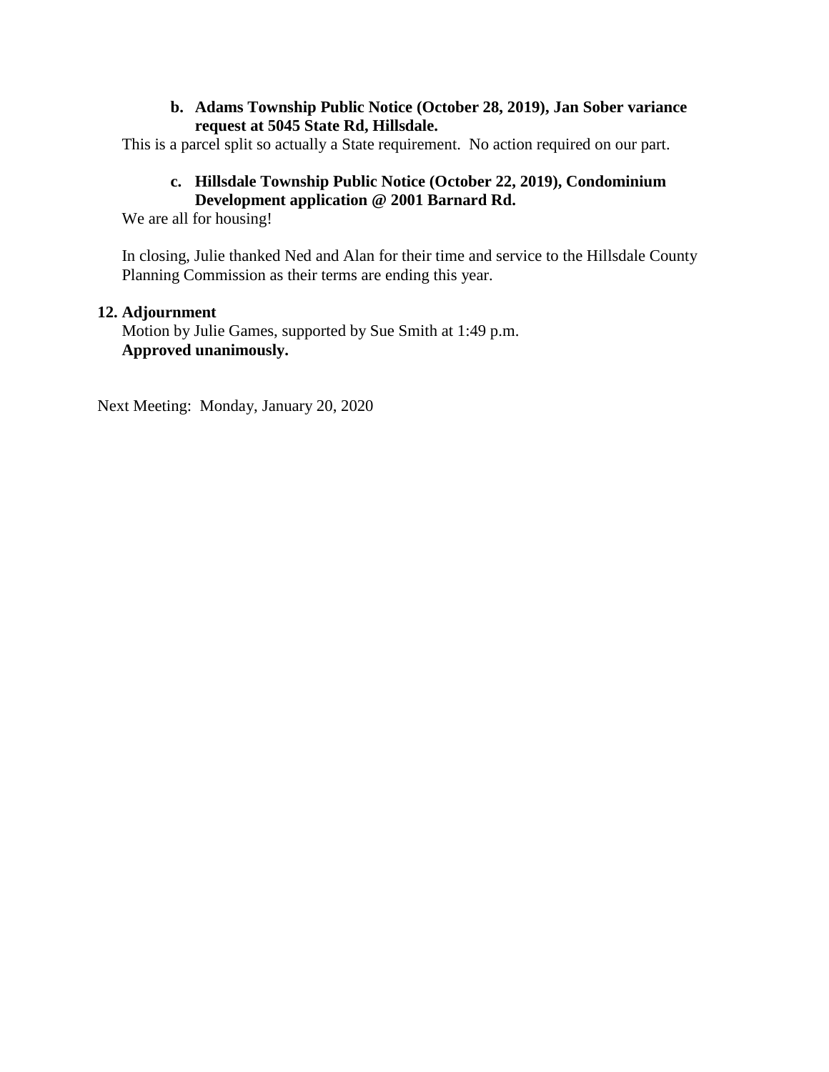b. **Adams Township Public Notice (October 28, 2019), Jan Sober variance request at 5045 State Rd, Hillsdale.**

This is a parcel split so actually a State requirement. No action required on our part.

c. **Hillsdale Township Public Notice (October 22, 2019), Condominium Development application @ 2001 Barnard Rd.**

We are all for housing!

In closing, Julie thanked Ned and Alan for their time and service to the Hillsdale County Planning Commission as their terms are ending this year.

**12. Adjournment**

Motion by Julie Games, supported by Sue Smith at 1:49 p.m.
**Approved unanimously.**

Next Meeting: Monday, January 20, 2020